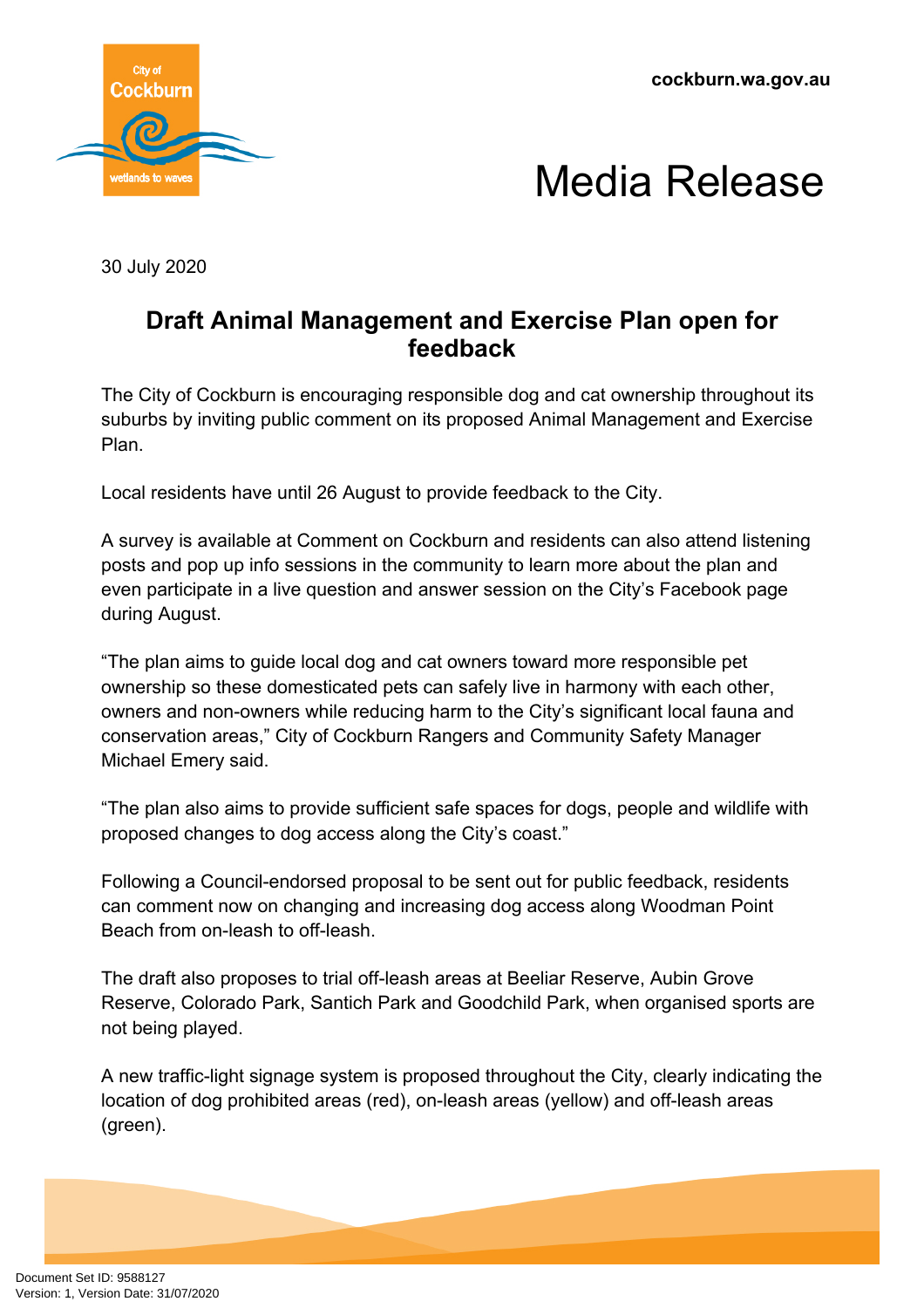cockburn.wa.gov.au

# Media Release

30 July 2020

## Draft Animal Management and Exercise Plan open for feedback

The City of Cockburn is encouraging responsible dog and cat ownership throughout its suburbs by inviting public comment on its proposed Animal Management and Exercise Plan.

Local residents have until 26 August to provide feedback to the City.

A survey is available at Comment on Cockburn and residents can also attend listening posts and pop up info sessions in the community to learn more about the plan and even participate in a live question and answer session on the City's Facebook page during August.

"The plan aims to guide local dog and cat owners toward more responsible pet ownership so these domesticated pets can safely live in harmony with each other, owners and non-owners while reducing harm to the City's significant local fauna and conservation areas," City of Cockburn Rangers and Community Safety Manager Michael Emery said.

"The plan also aims to provide sufficient safe spaces for dogs, people and wildlife with proposed changes to dog access along the City's coast."

Following a Council-endorsed proposal to be sent out for public feedback, residents can comment now on changing and increasing dog access along Woodman Point Beach from on-leash to off-leash.

The draft also proposes to trial off-leash areas at Beeliar Reserve, Aubin Grove Reserve, Colorado Park, Santich Park and Goodchild Park, when organised sports are not being played.

A new traffic-light signage system is proposed throughout the City, clearly indicating the location of dog prohibited areas (red), on-leash areas (yellow) and off-leash areas (green).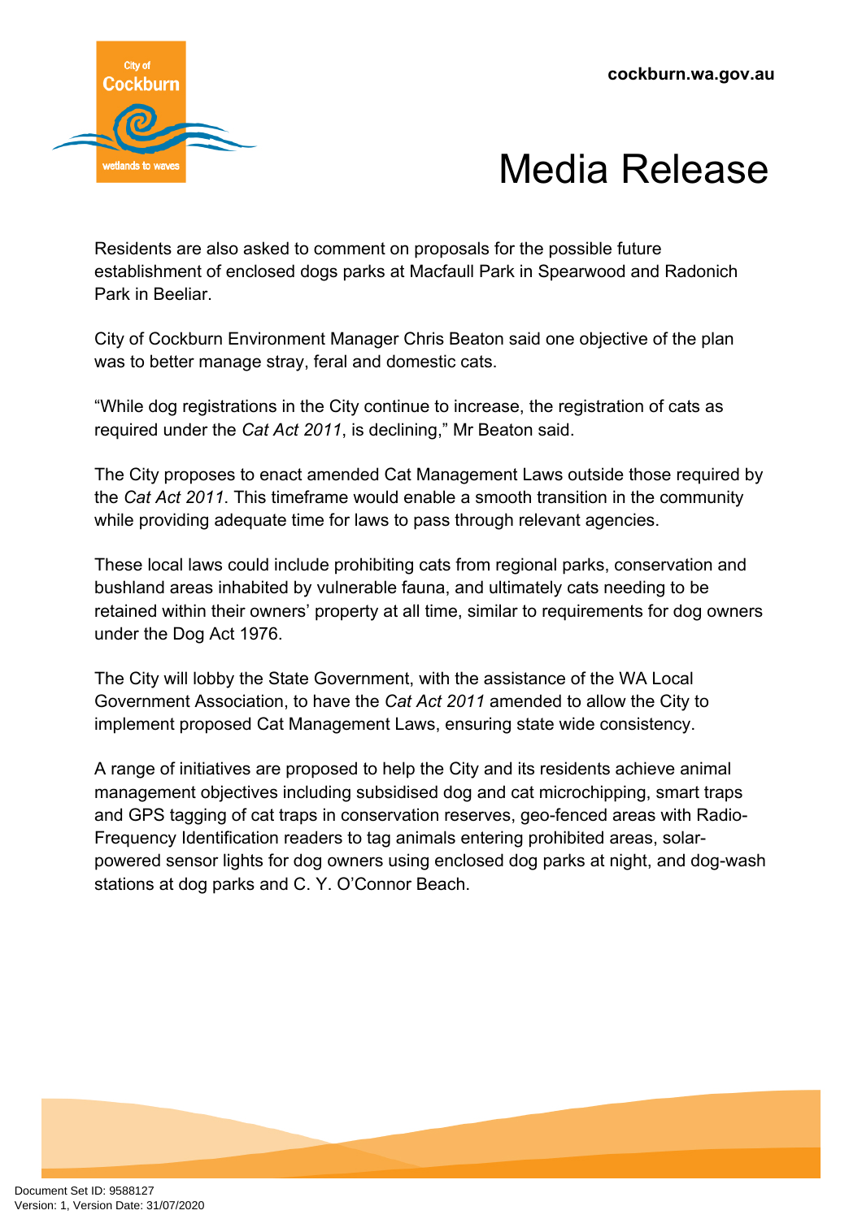Residents are also asked to comment on proposals for the possible future establishment of enclosed dogs parks at Macfaull Park in Spearwood and Radonich Park in Beeliar.

City of Cockburn Environment Manager Chris Beaton said one objective of the plan was to better manage stray, feral and domestic cats.

"While dog registrations in the City continue to increase, the registration of cats as required under the *Cat Act 2011*, is declining," Mr Beaton said.

The City proposes to enact amended Cat Management Laws outside those required by the *Cat Act 2011*. This timeframe would enable a smooth transition in the community while providing adequate time for laws to pass through relevant agencies.

These local laws could include prohibiting cats from regional parks, conservation and bushland areas inhabited by vulnerable fauna, and ultimately cats needing to be retained within their owners' property at all time, similar to requirements for dog owners under the Dog Act 1976.

The City will lobby the State Government, with the assistance of the WA Local Government Association, to have the *Cat Act 2011* amended to allow the City to implement proposed Cat Management Laws, ensuring state wide consistency.

A range of initiatives are proposed to help the City and its residents achieve animal management objectives including subsidised dog and cat microchipping, smart traps and GPS tagging of cat traps in conservation reserves, geo-fenced areas with Radio-Frequency Identification readers to tag animals entering prohibited areas, solar-powered sensor lights for dog owners using enclosed dog parks at night, and dog-wash stations at dog parks and C. Y. O'Connor Beach.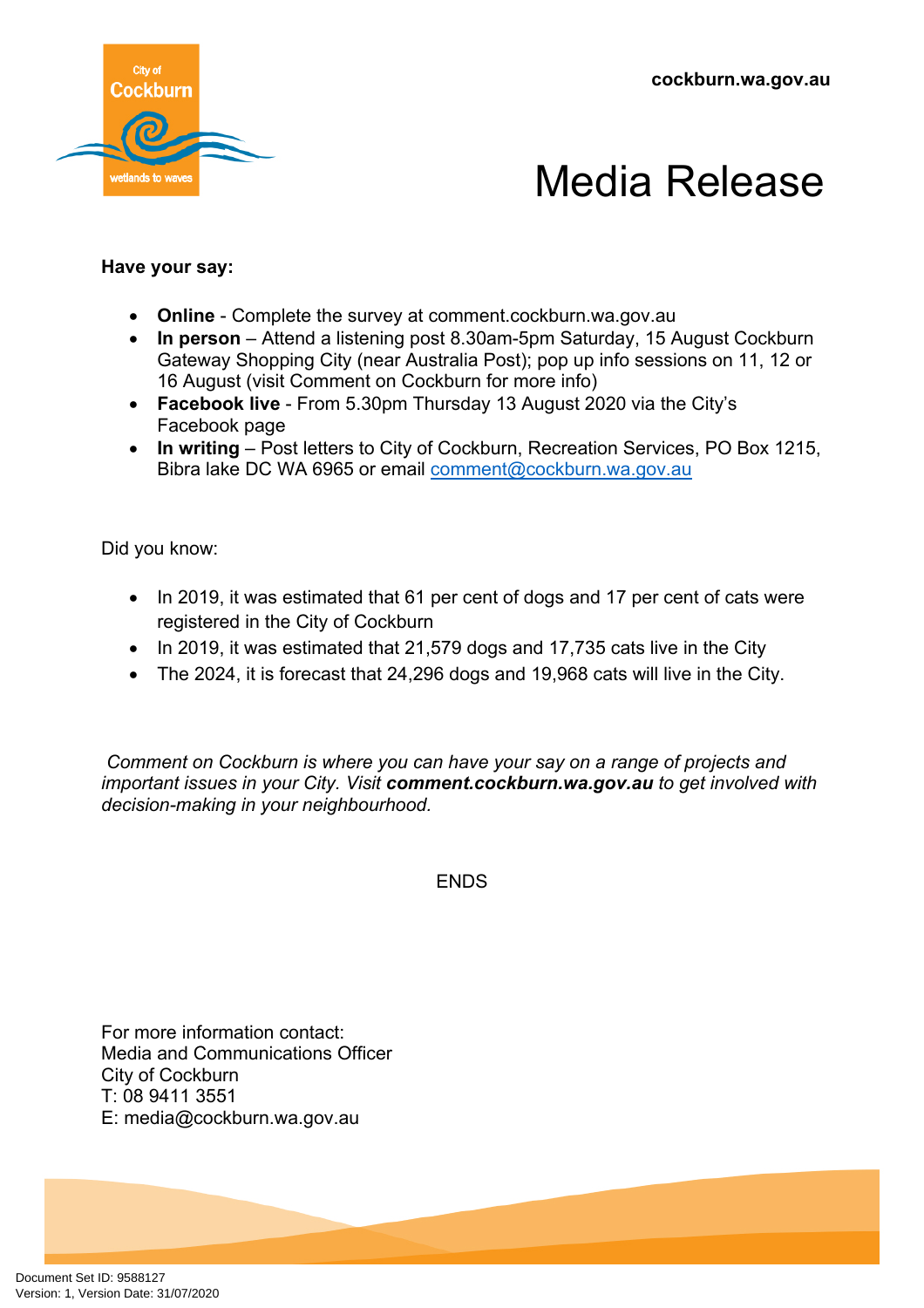**Have your say:**

- **Online** - Complete the survey at comment.cockburn.wa.gov.au
- **In person** – Attend a listening post 8.30am-5pm Saturday, 15 August Cockburn Gateway Shopping City (near Australia Post); pop up info sessions on 11, 12 or 16 August (visit Comment on Cockburn for more info)
- **Facebook live** - From 5.30pm Thursday 13 August 2020 via the City's Facebook page
- **In writing** – Post letters to City of Cockburn, Recreation Services, PO Box 1215, Bibra lake DC WA 6965 or email comment@cockburn.wa.gov.au

Did you know:

- In 2019, it was estimated that 61 per cent of dogs and 17 per cent of cats were registered in the City of Cockburn
- In 2019, it was estimated that 21,579 dogs and 17,735 cats live in the City
- The 2024, it is forecast that 24,296 dogs and 19,968 cats will live in the City.

*Comment on Cockburn is where you can have your say on a range of projects and important issues in your City. Visit **comment.cockburn.wa.gov.au** to get involved with decision-making in your neighbourhood.*

ENDS

For more information contact:
Media and Communications Officer
City of Cockburn
T: 08 9411 3551
E: media@cockburn.wa.gov.au